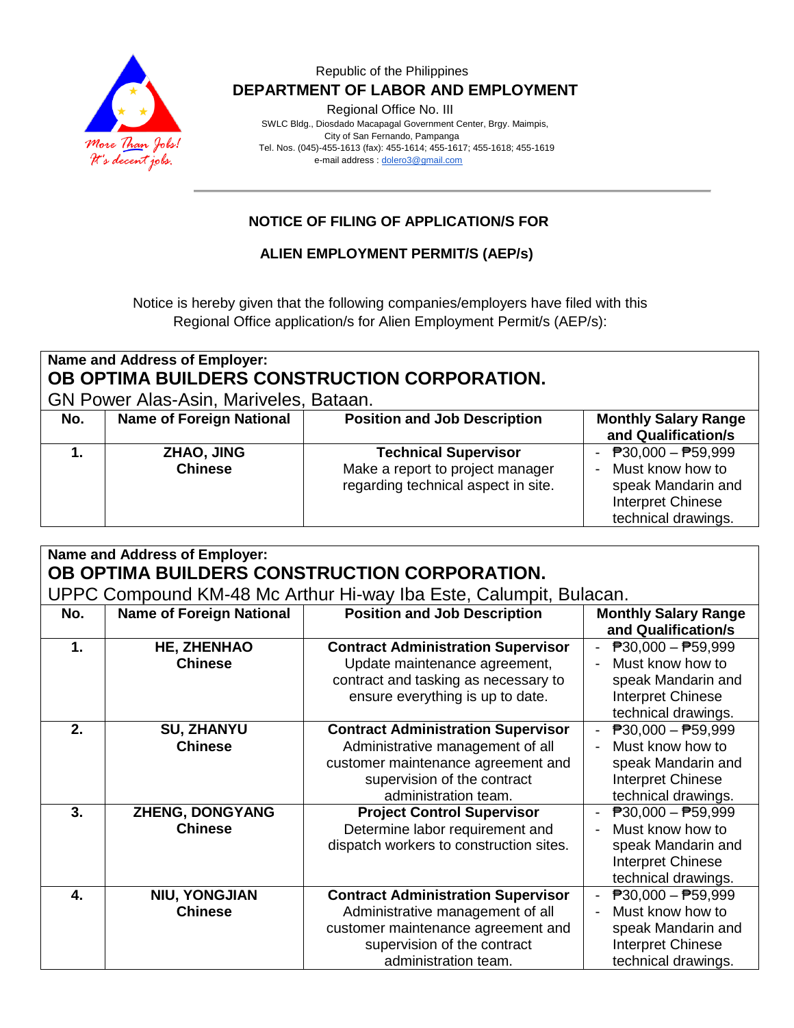Republic of the Philippines

**DEPARTMENT OF LABOR AND EMPLOYMENT**

Regional Office No. III

SWLC Bldg., Diosdado Macapagal Government Center, Brgy. Maimpis, City of San Fernando, Pampanga

Tel. Nos. (045)-455-1613 (fax): 455-1614; 455-1617; 455-1618; 455-1619

e-mail address : dolero3@gmail.com

## NOTICE OF FILING OF APPLICATION/S FOR

## ALIEN EMPLOYMENT PERMIT/S (AEP/s)

Notice is hereby given that the following companies/employers have filed with this Regional Office application/s for Alien Employment Permit/s (AEP/s):

**Name and Address of Employer:**
**OB OPTIMA BUILDERS CONSTRUCTION CORPORATION.**
GN Power Alas-Asin, Mariveles, Bataan.

| No. | Name of Foreign National | Position and Job Description | Monthly Salary Range and Qualification/s |
|---|---|---|---|
| **1.** | **ZHAO, JING**<br>**Chinese** | **Technical Supervisor**<br>Make a report to project manager regarding technical aspect in site. | - ₱30,000 – ₱59,999<br>- Must know how to speak Mandarin and Interpret Chinese technical drawings. |

**Name and Address of Employer:**
**OB OPTIMA BUILDERS CONSTRUCTION CORPORATION.**
UPPC Compound KM-48 Mc Arthur Hi-way Iba Este, Calumpit, Bulacan.

| No. | Name of Foreign National | Position and Job Description | Monthly Salary Range and Qualification/s |
|---|---|---|---|
| **1.** | **HE, ZHENHAO**<br>**Chinese** | **Contract Administration Supervisor**<br>Update maintenance agreement, contract and tasking as necessary to ensure everything is up to date. | - ₱30,000 – ₱59,999<br>- Must know how to speak Mandarin and Interpret Chinese technical drawings. |
| **2.** | **SU, ZHANYU**<br>**Chinese** | **Contract Administration Supervisor**<br>Administrative management of all customer maintenance agreement and supervision of the contract administration team. | - ₱30,000 – ₱59,999<br>- Must know how to speak Mandarin and Interpret Chinese technical drawings. |
| **3.** | **ZHENG, DONGYANG**<br>**Chinese** | **Project Control Supervisor**<br>Determine labor requirement and dispatch workers to construction sites. | - ₱30,000 – ₱59,999<br>- Must know how to speak Mandarin and Interpret Chinese technical drawings. |
| **4.** | **NIU, YONGJIAN**<br>**Chinese** | **Contract Administration Supervisor**<br>Administrative management of all customer maintenance agreement and supervision of the contract administration team. | - ₱30,000 – ₱59,999<br>- Must know how to speak Mandarin and Interpret Chinese technical drawings. |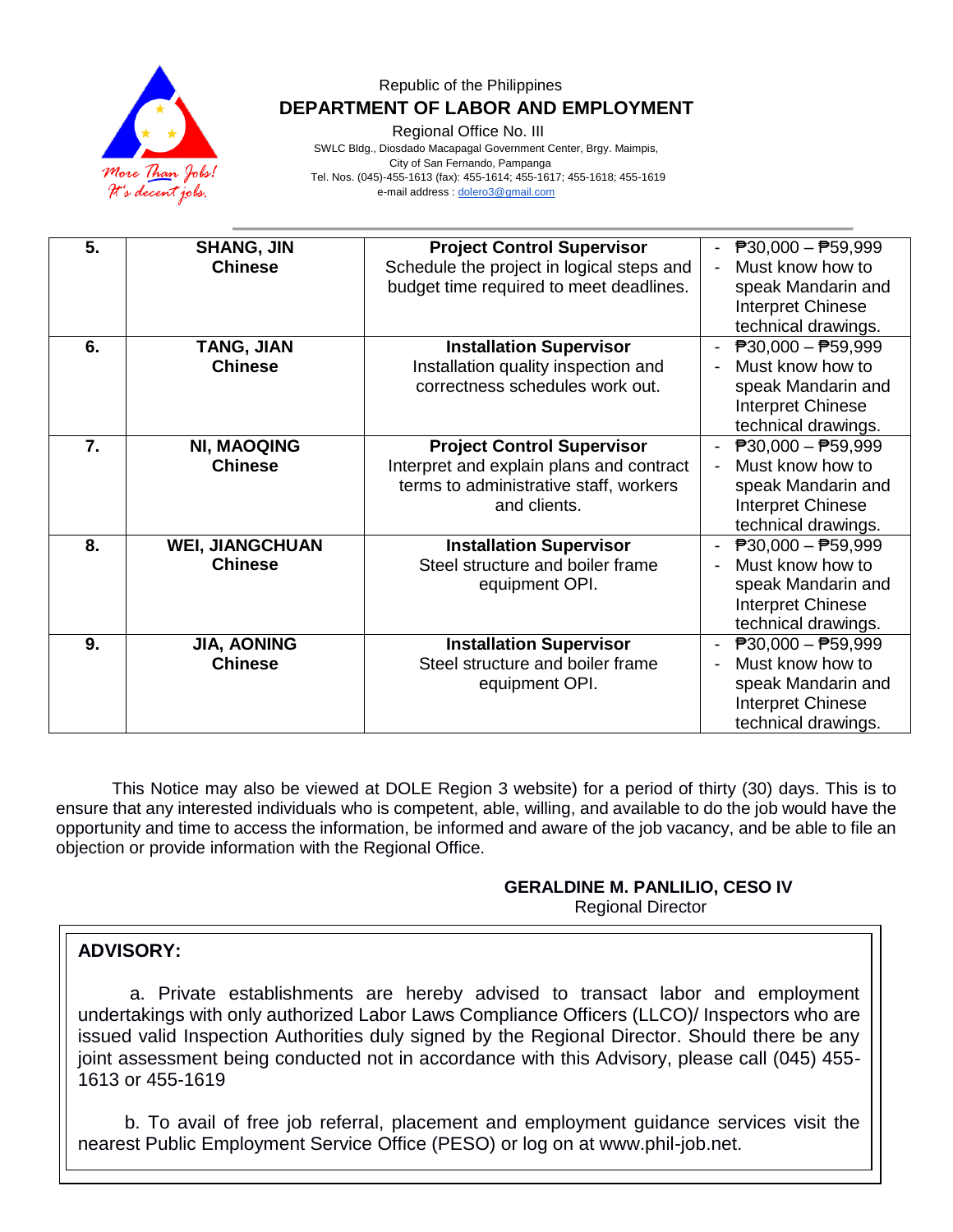Republic of the Philippines
**DEPARTMENT OF LABOR AND EMPLOYMENT**
Regional Office No. III
SWLC Bldg., Diosdado Macapagal Government Center, Brgy. Maimpis,
City of San Fernando, Pampanga
Tel. Nos. (045)-455-1613 (fax): 455-1614; 455-1617; 455-1618; 455-1619
e-mail address : dolero3@gmail.com

| | | | |
|---|---|---|---|
| **5.** | **SHANG, JIN**<br>**Chinese** | **Project Control Supervisor**<br>Schedule the project in logical steps and budget time required to meet deadlines. | - ₱30,000 – ₱59,999<br>- Must know how to speak Mandarin and Interpret Chinese technical drawings. |
| **6.** | **TANG, JIAN**<br>**Chinese** | **Installation Supervisor**<br>Installation quality inspection and correctness schedules work out. | - ₱30,000 – ₱59,999<br>- Must know how to speak Mandarin and Interpret Chinese technical drawings. |
| **7.** | **NI, MAOQING**<br>**Chinese** | **Project Control Supervisor**<br>Interpret and explain plans and contract terms to administrative staff, workers and clients. | - ₱30,000 – ₱59,999<br>- Must know how to speak Mandarin and Interpret Chinese technical drawings. |
| **8.** | **WEI, JIANGCHUAN**<br>**Chinese** | **Installation Supervisor**<br>Steel structure and boiler frame equipment OPI. | - ₱30,000 – ₱59,999<br>- Must know how to speak Mandarin and Interpret Chinese technical drawings. |
| **9.** | **JIA, AONING**<br>**Chinese** | **Installation Supervisor**<br>Steel structure and boiler frame equipment OPI. | - ₱30,000 – ₱59,999<br>- Must know how to speak Mandarin and Interpret Chinese technical drawings. |

This Notice may also be viewed at DOLE Region 3 website) for a period of thirty (30) days. This is to ensure that any interested individuals who is competent, able, willing, and available to do the job would have the opportunity and time to access the information, be informed and aware of the job vacancy, and be able to file an objection or provide information with the Regional Office.

**GERALDINE M. PANLILIO, CESO IV**
Regional Director

**ADVISORY:**

a. Private establishments are hereby advised to transact labor and employment undertakings with only authorized Labor Laws Compliance Officers (LLCO)/ Inspectors who are issued valid Inspection Authorities duly signed by the Regional Director. Should there be any joint assessment being conducted not in accordance with this Advisory, please call (045) 455-1613 or 455-1619

b. To avail of free job referral, placement and employment guidance services visit the nearest Public Employment Service Office (PESO) or log on at www.phil-job.net.